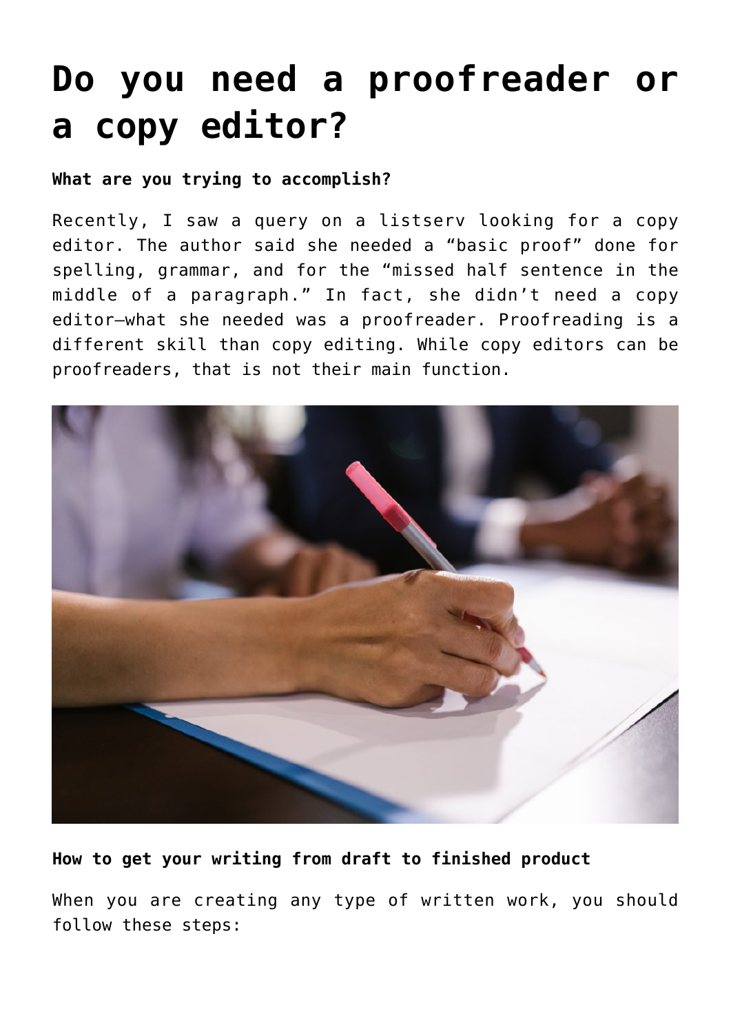# Do you need a proofreader or a copy editor?

**What are you trying to accomplish?**

Recently, I saw a query on a listserv looking for a copy editor. The author said she needed a "basic proof" done for spelling, grammar, and for the "missed half sentence in the middle of a paragraph." In fact, she didn't need a copy editor—what she needed was a proofreader. Proofreading is a different skill than copy editing. While copy editors can be proofreaders, that is not their main function.

**How to get your writing from draft to finished product**

When you are creating any type of written work, you should follow these steps: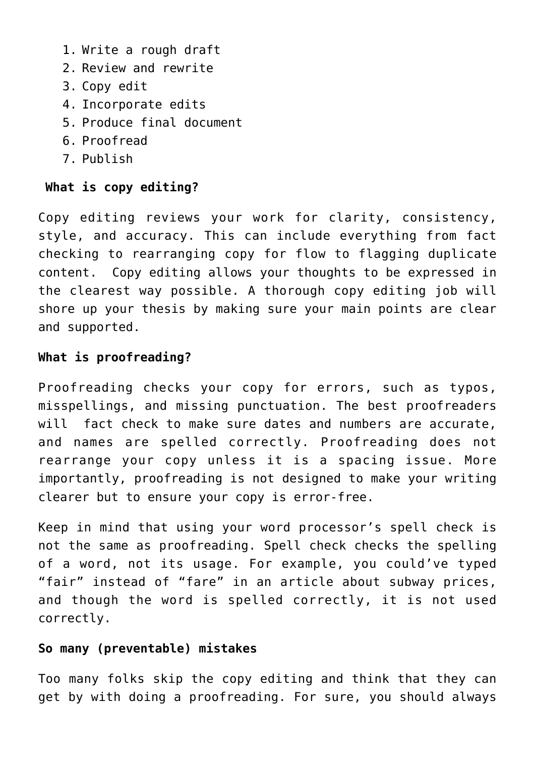1. Write a rough draft
2. Review and rewrite
3. Copy edit
4. Incorporate edits
5. Produce final document
6. Proofread
7. Publish

**What is copy editing?**

Copy editing reviews your work for clarity, consistency, style, and accuracy. This can include everything from fact checking to rearranging copy for flow to flagging duplicate content. Copy editing allows your thoughts to be expressed in the clearest way possible. A thorough copy editing job will shore up your thesis by making sure your main points are clear and supported.

**What is proofreading?**

Proofreading checks your copy for errors, such as typos, misspellings, and missing punctuation. The best proofreaders will fact check to make sure dates and numbers are accurate, and names are spelled correctly. Proofreading does not rearrange your copy unless it is a spacing issue. More importantly, proofreading is not designed to make your writing clearer but to ensure your copy is error-free.

Keep in mind that using your word processor's spell check is not the same as proofreading. Spell check checks the spelling of a word, not its usage. For example, you could've typed "fair" instead of "fare" in an article about subway prices, and though the word is spelled correctly, it is not used correctly.

**So many (preventable) mistakes**

Too many folks skip the copy editing and think that they can get by with doing a proofreading. For sure, you should always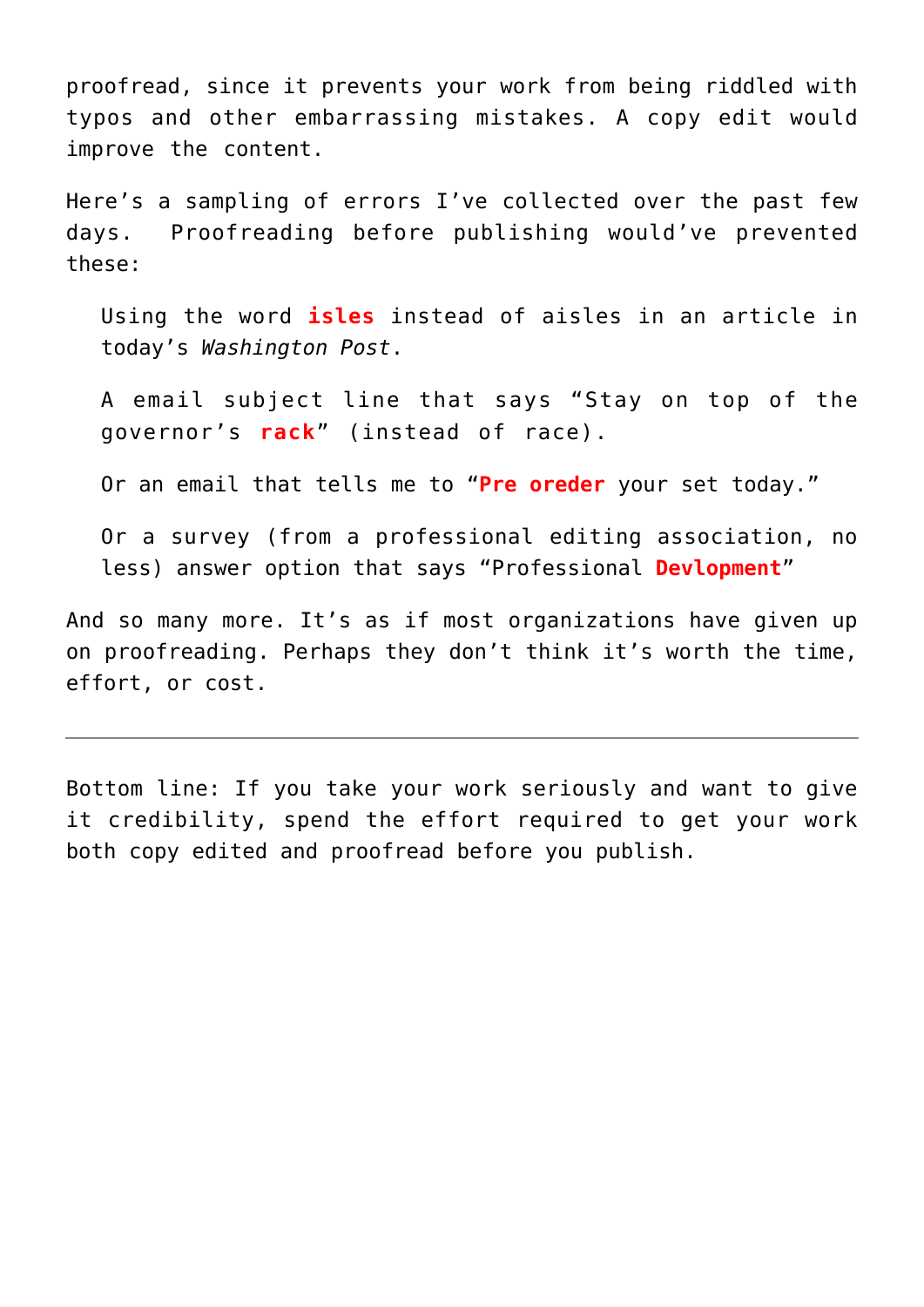proofread, since it prevents your work from being riddled with typos and other embarrassing mistakes. A copy edit would improve the content.

Here's a sampling of errors I've collected over the past few days. Proofreading before publishing would've prevented these:

> Using the word **isles** instead of aisles in an article in today's *Washington Post*.
>
> A email subject line that says "Stay on top of the governor's **rack**" (instead of race).
>
> Or an email that tells me to "**Pre oreder** your set today."
>
> Or a survey (from a professional editing association, no less) answer option that says "Professional **Devlopment**"

And so many more. It's as if most organizations have given up on proofreading. Perhaps they don't think it's worth the time, effort, or cost.

---

Bottom line: If you take your work seriously and want to give it credibility, spend the effort required to get your work both copy edited and proofread before you publish.